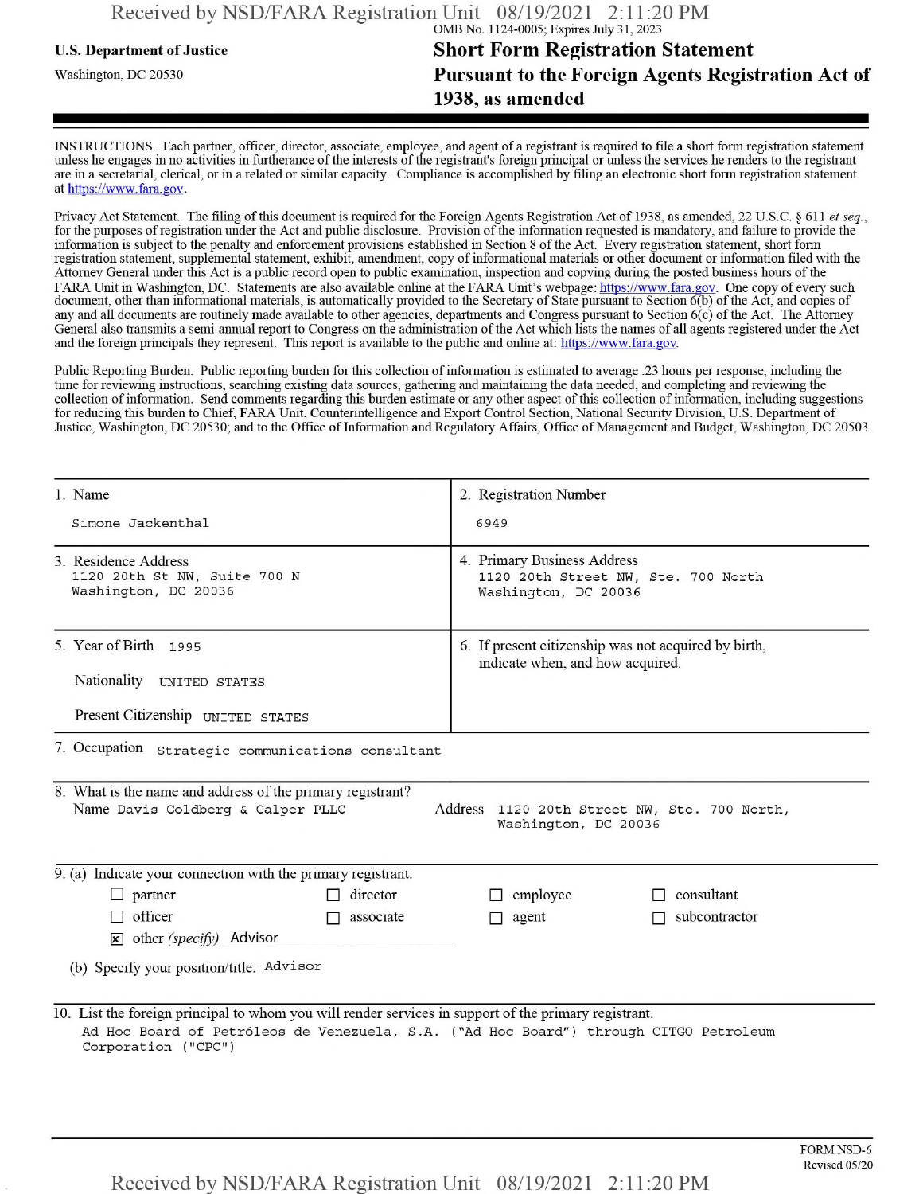OMB No. 1124-0005; Expires July 31, 2023

**U.S. Department of Justice**

Washington, DC 20530

# Short Form Registration Statement Pursuant to the Foreign Agents Registration Act of 1938, as amended

INSTRUCTIONS. Each partner, officer, director, associate, employee, and agent of a registrant is required to file a short form registration statement unless he engages in no activities in furtherance of the interests of the registrant's foreign principal or unless the services he renders to the registrant are in a secretarial, clerical, or in a related or similar capacity. Compliance is accomplished by filing an electronic short form registration statement at https://www.fara.gov.

Privacy Act Statement. The filing of this document is required for the Foreign Agents Registration Act of 1938, as amended, 22 U.S.C. § 611 *et seq.*, for the purposes of registration under the Act and public disclosure. Provision of the information requested is mandatory, and failure to provide the information is subject to the penalty and enforcement provisions established in Section 8 of the Act. Every registration statement, short form registration statement, supplemental statement, exhibit, amendment, copy of informational materials or other document or information filed with the Attorney General under this Act is a public record open to public examination, inspection and copying during the posted business hours of the FARA Unit in Washington, DC. Statements are also available online at the FARA Unit's webpage: https://www.fara.gov. One copy of every such document, other than informational materials, is automatically provided to the Secretary of State pursuant to Section 6(b) of the Act, and copies of any and all documents are routinely made available to other agencies, departments and Congress pursuant to Section 6(c) of the Act. The Attorney General also transmits a semi-annual report to Congress on the administration of the Act which lists the names of all agents registered under the Act and the foreign principals they represent. This report is available to the public and online at: https://www.fara.gov.

Public Reporting Burden. Public reporting burden for this collection of information is estimated to average .23 hours per response, including the time for reviewing instructions, searching existing data sources, gathering and maintaining the data needed, and completing and reviewing the collection of information. Send comments regarding this burden estimate or any other aspect of this collection of information, including suggestions for reducing this burden to Chief, FARA Unit, Counterintelligence and Export Control Section, National Security Division, U.S. Department of Justice, Washington, DC 20530; and to the Office of Information and Regulatory Affairs, Office of Management and Budget, Washington, DC 20503.

| 1. Name | 2. Registration Number |
|---|---|
| Simone Jackenthal | 6949 |
| **3. Residence Address** | **4. Primary Business Address** |
| 1120 20th St NW, Suite 700 N<br>Washington, DC 20036 | 1120 20th Street NW, Ste. 700 North<br>Washington, DC 20036 |
| **5. Year of Birth** 1995<br>Nationality UNITED STATES<br>Present Citizenship UNITED STATES | **6. If present citizenship was not acquired by birth, indicate when, and how acquired.** |

7. Occupation Strategic communications consultant

8. What is the name and address of the primary registrant?

Name Davis Goldberg & Galper PLLC

Address 1120 20th Street NW, Ste. 700 North, Washington, DC 20036

9. (a) Indicate your connection with the primary registrant:

- ☐ partner
- ☐ director
- ☐ employee
- ☐ consultant
- ☐ officer
- ☐ associate
- ☐ agent
- ☐ subcontractor
- ☒ other *(specify)* Advisor

(b) Specify your position/title: Advisor

10. List the foreign principal to whom you will render services in support of the primary registrant.

Ad Hoc Board of Petróleos de Venezuela, S.A. ("Ad Hoc Board") through CITGO Petroleum Corporation ("CPC")

FORM NSD-6
Revised 05/20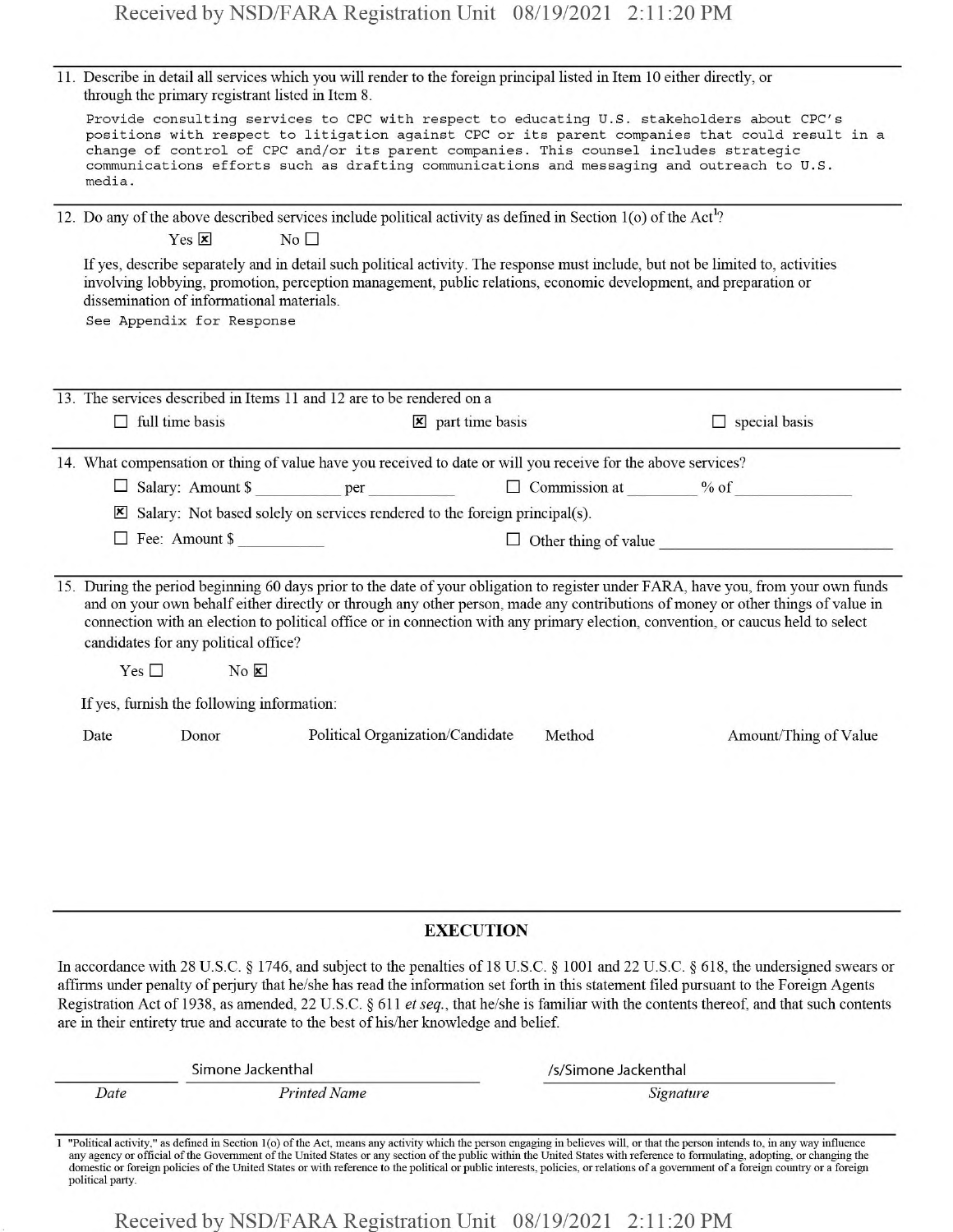11. Describe in detail all services which you will render to the foreign principal listed in Item 10 either directly, or through the primary registrant listed in Item 8.

    Provide consulting services to CPC with respect to educating U.S. stakeholders about CPC's positions with respect to litigation against CPC or its parent companies that could result in a change of control of CPC and/or its parent companies. This counsel includes strategic communications efforts such as drafting communications and messaging and outreach to U.S. media.

12. Do any of the above described services include political activity as defined in Section 1(o) of the Act[1]?

    Yes ☒ No ☐

    If yes, describe separately and in detail such political activity. The response must include, but not be limited to, activities involving lobbying, promotion, perception management, public relations, economic development, and preparation or dissemination of informational materials.

    See Appendix for Response

13. The services described in Items 11 and 12 are to be rendered on a

    ☐ full time basis ☒ part time basis ☐ special basis

14. What compensation or thing of value have you received to date or will you receive for the above services?

    ☐ Salary: Amount $ ________ per ________ ☐ Commission at ______ % of ____________

    ☒ Salary: Not based solely on services rendered to the foreign principal(s).

    ☐ Fee: Amount $ ________ ☐ Other thing of value ____________________

15. During the period beginning 60 days prior to the date of your obligation to register under FARA, have you, from your own funds and on your own behalf either directly or through any other person, made any contributions of money or other things of value in connection with an election to political office or in connection with any primary election, convention, or caucus held to select candidates for any political office?

    Yes ☐ No ☒

    If yes, furnish the following information:

| Date | Donor | Political Organization/Candidate | Method | Amount/Thing of Value |
|---|---|---|---|---|

## EXECUTION

In accordance with 28 U.S.C. § 1746, and subject to the penalties of 18 U.S.C. § 1001 and 22 U.S.C. § 618, the undersigned swears or affirms under penalty of perjury that he/she has read the information set forth in this statement filed pursuant to the Foreign Agents Registration Act of 1938, as amended, 22 U.S.C. § 611 *et seq.*, that he/she is familiar with the contents thereof, and that such contents are in their entirety true and accurate to the best of his/her knowledge and belief.

| Date | Printed Name | Signature |
|---|---|---|
| | Simone Jackenthal | /s/Simone Jackenthal |

[1] "Political activity," as defined in Section 1(o) of the Act, means any activity which the person engaging in believes will, or that the person intends to, in any way influence any agency or official of the Government of the United States or any section of the public within the United States with reference to formulating, adopting, or changing the domestic or foreign policies of the United States or with reference to the political or public interests, policies, or relations of a government of a foreign country or a foreign political party.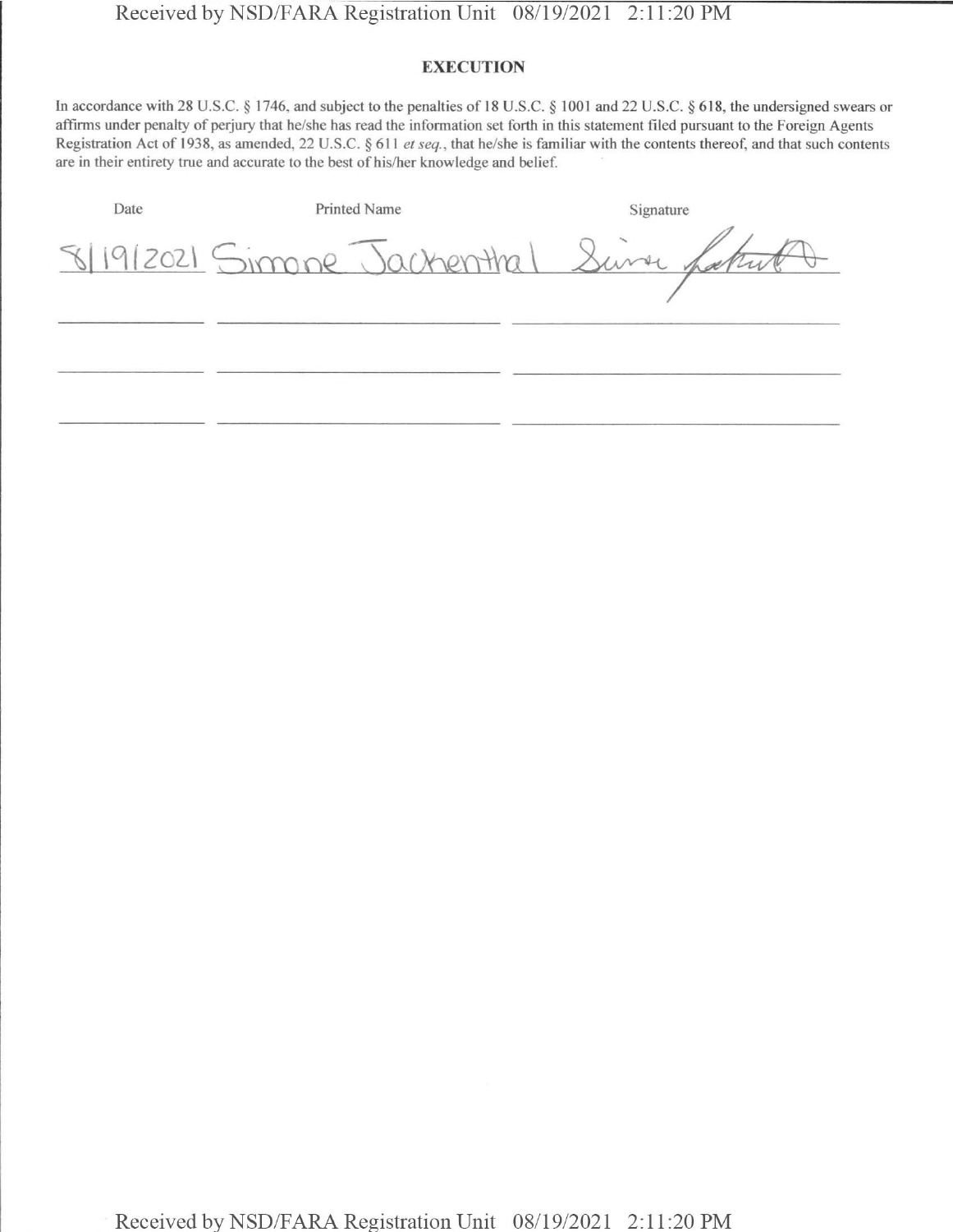**EXECUTION**

In accordance with 28 U.S.C. § 1746, and subject to the penalties of 18 U.S.C. § 1001 and 22 U.S.C. § 618, the undersigned swears or affirms under penalty of perjury that he/she has read the information set forth in this statement filed pursuant to the Foreign Agents Registration Act of 1938, as amended, 22 U.S.C. § 611 *et seq.*, that he/she is familiar with the contents thereof, and that such contents are in their entirety true and accurate to the best of his/her knowledge and belief.

| Date | Printed Name | Signature |
| --- | --- | --- |
| 8/19/2021 | Simone Jachenthal | Simone Jachenthal |
| | | |
| | | |
| | | |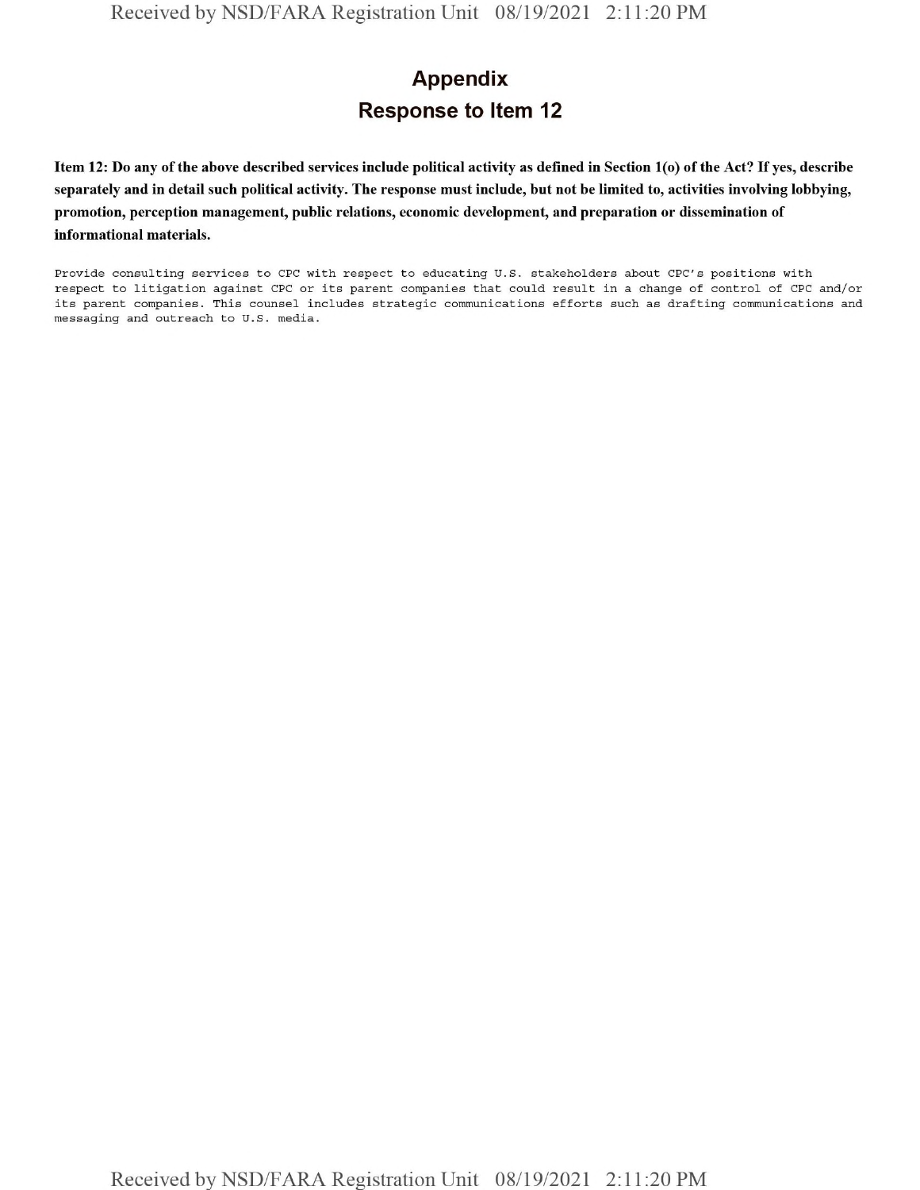# Appendix

## Response to Item 12

**Item 12: Do any of the above described services include political activity as defined in Section 1(o) of the Act? If yes, describe separately and in detail such political activity. The response must include, but not be limited to, activities involving lobbying, promotion, perception management, public relations, economic development, and preparation or dissemination of informational materials.**

Provide consulting services to CPC with respect to educating U.S. stakeholders about CPC's positions with respect to litigation against CPC or its parent companies that could result in a change of control of CPC and/or its parent companies. This counsel includes strategic communications efforts such as drafting communications and messaging and outreach to U.S. media.